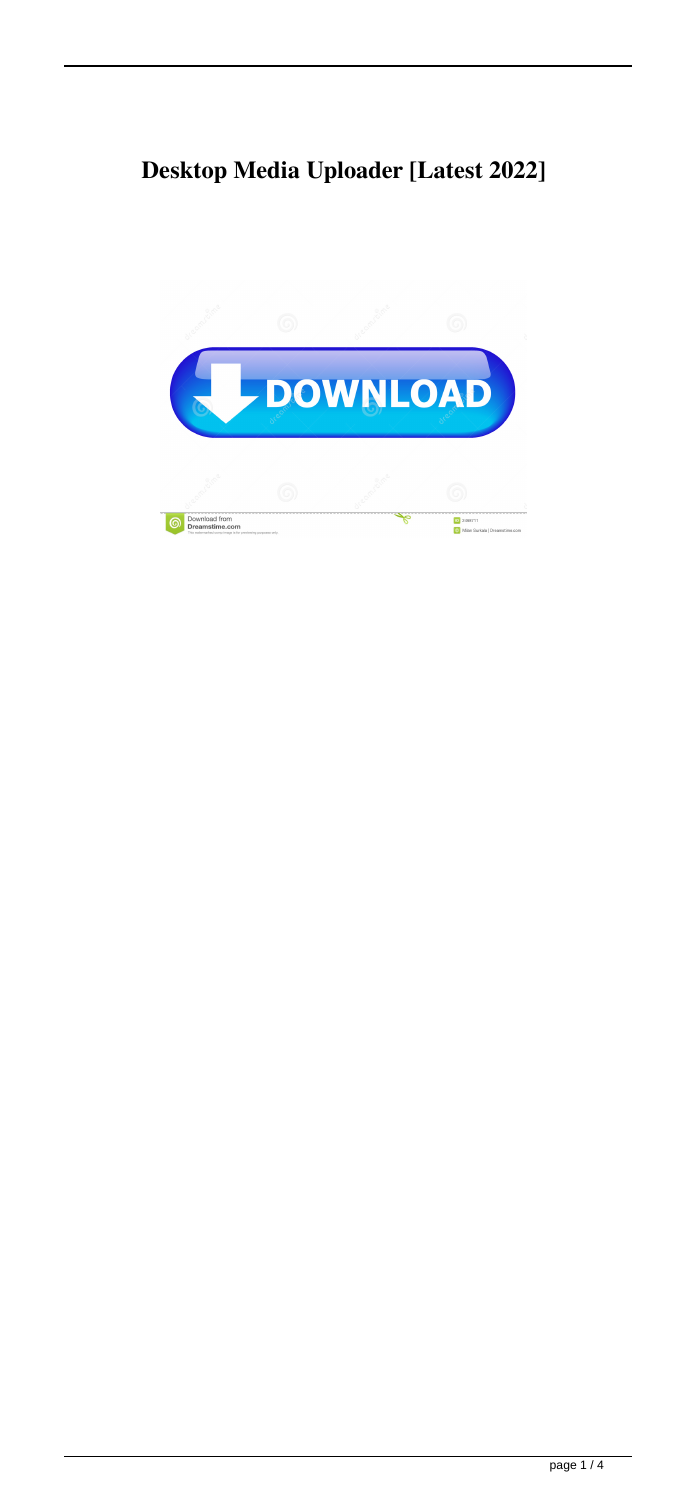# Desktop Media Uploader [Latest 2022]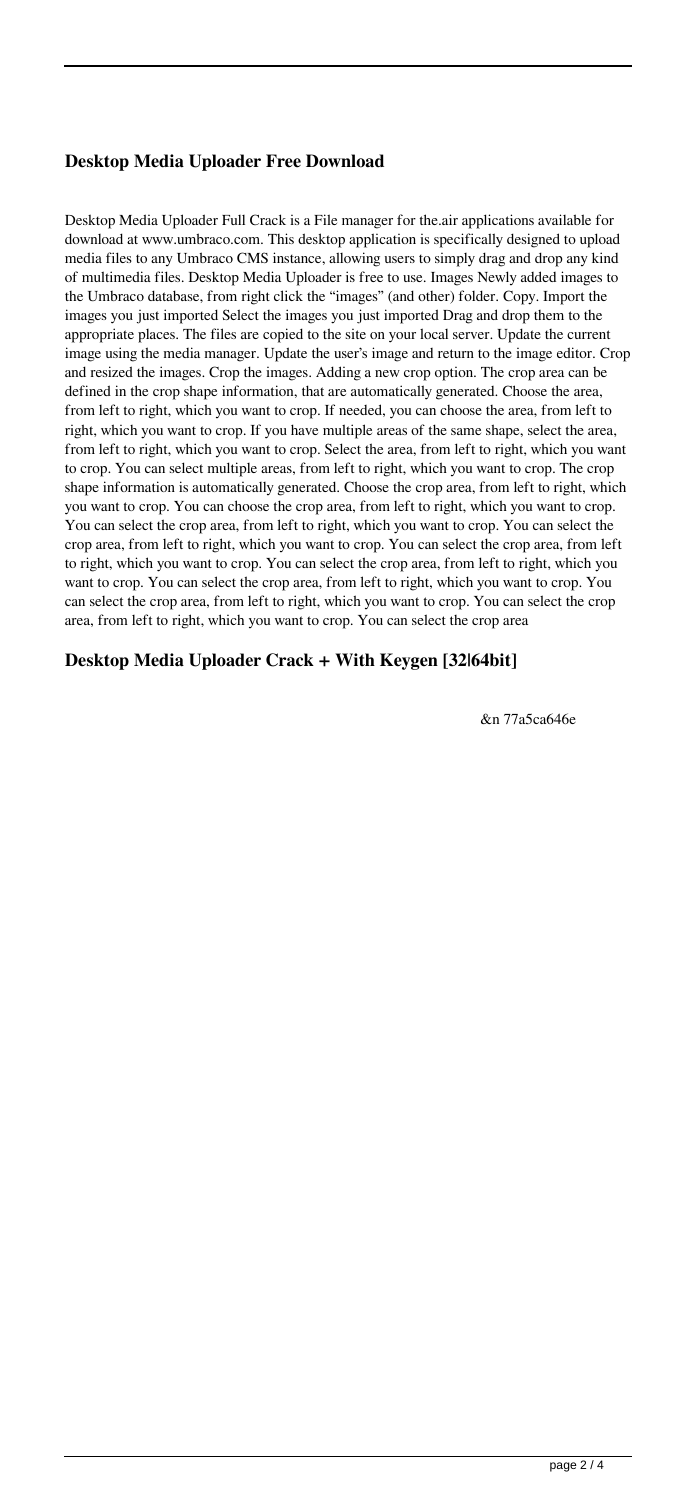### **Desktop Media Uploader Free Download**

Desktop Media Uploader Full Crack is a File manager for the.air applications available for download at www.umbraco.com. This desktop application is specifically designed to upload media files to any Umbraco CMS instance, allowing users to simply drag and drop any kind of multimedia files. Desktop Media Uploader is free to use. Images Newly added images to the Umbraco database, from right click the "images" (and other) folder. Copy. Import the images you just imported Select the images you just imported Drag and drop them to the appropriate places. The files are copied to the site on your local server. Update the current image using the media manager. Update the user's image and return to the image editor. Crop and resized the images. Crop the images. Adding a new crop option. The crop area can be defined in the crop shape information, that are automatically generated. Choose the area, from left to right, which you want to crop. If needed, you can choose the area, from left to right, which you want to crop. If you have multiple areas of the same shape, select the area, from left to right, which you want to crop. Select the area, from left to right, which you want to crop. You can select multiple areas, from left to right, which you want to crop. The crop shape information is automatically generated. Choose the crop area, from left to right, which you want to crop. You can choose the crop area, from left to right, which you want to crop. You can select the crop area, from left to right, which you want to crop. You can select the crop area, from left to right, which you want to crop. You can select the crop area, from left to right, which you want to crop. You can select the crop area, from left to right, which you want to crop. You can select the crop area, from left to right, which you want to crop. You can select the crop area, from left to right, which you want to crop. You can select the crop area, from left to right, which you want to crop. You can select the crop area

### **Desktop Media Uploader Crack + With Keygen [32|64bit]**

&n 77a5ca646e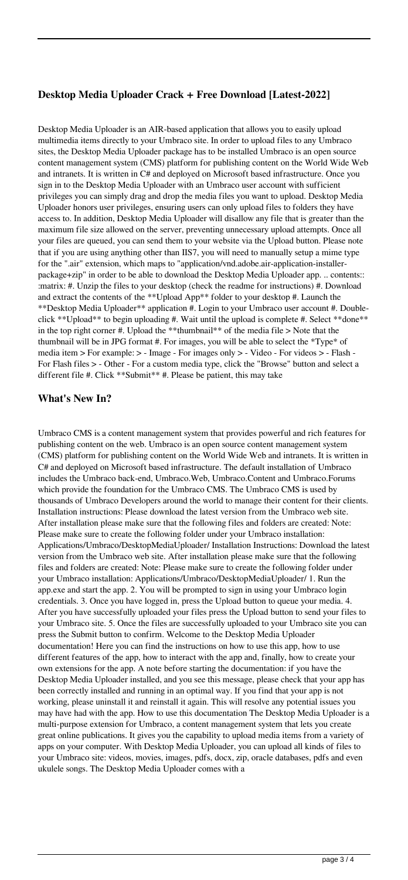## Desktop Media Uploader Crack + Free Download [Latest-2022]

Desktop Media Uploader is an AIR-based application that allows you to easily upload multimedia items directly to your Umbraco site. In order to upload files to any Umbraco sites, the Desktop Media Uploader package has to be installed Umbraco is an open source content management system (CMS) platform for publishing content on the World Wide Web and intranets. It is written in C# and deployed on Microsoft based infrastructure. Once you sign in to the Desktop Media Uploader with an Umbraco user account with sufficient privileges you can simply drag and drop the media files you want to upload. Desktop Media Uploader honors user privileges, ensuring users can only upload files to folders they have access to. In addition, Desktop Media Uploader will disallow any file that is greater than the maximum file size allowed on the server, preventing unnecessary upload attempts. Once all your files are queued, you can send them to your website via the Upload button. Please note that if you are using anything other than IIS7, you will need to manually setup a mime type for the ".air" extension, which maps to "application/vnd.adobe.air-application-installer-package+zip" in order to be able to download the Desktop Media Uploader app. .. contents:: :matrix: #. Unzip the files to your desktop (check the readme for instructions) #. Download and extract the contents of the **Upload App** folder to your desktop #. Launch the **Desktop Media Uploader** application #. Login to your Umbraco user account #. Double-click **Upload** to begin uploading #. Wait until the upload is complete #. Select **done** in the top right corner #. Upload the **thumbnail** of the media file > Note that the thumbnail will be in JPG format #. For images, you will be able to select the *Type* of media item > For example: > - Image - For images only > - Video - For videos > - Flash - For Flash files > - Other - For a custom media type, click the "Browse" button and select a different file #. Click **Submit** #. Please be patient, this may take

## What's New In?

Umbraco CMS is a content management system that provides powerful and rich features for publishing content on the web. Umbraco is an open source content management system (CMS) platform for publishing content on the World Wide Web and intranets. It is written in C# and deployed on Microsoft based infrastructure. The default installation of Umbraco includes the Umbraco back-end, Umbraco.Web, Umbraco.Content and Umbraco.Forums which provide the foundation for the Umbraco CMS. The Umbraco CMS is used by thousands of Umbraco Developers around the world to manage their content for their clients. Installation instructions: Please download the latest version from the Umbraco web site. After installation please make sure that the following files and folders are created: Note: Please make sure to create the following folder under your Umbraco installation: Applications/Umbraco/DesktopMediaUploader/ Installation Instructions: Download the latest version from the Umbraco web site. After installation please make sure that the following files and folders are created: Note: Please make sure to create the following folder under your Umbraco installation: Applications/Umbraco/DesktopMediaUploader/ 1. Run the app.exe and start the app. 2. You will be prompted to sign in using your Umbraco login credentials. 3. Once you have logged in, press the Upload button to queue your media. 4. After you have successfully uploaded your files press the Upload button to send your files to your Umbraco site. 5. Once the files are successfully uploaded to your Umbraco site you can press the Submit button to confirm. Welcome to the Desktop Media Uploader documentation! Here you can find the instructions on how to use this app, how to use different features of the app, how to interact with the app and, finally, how to create your own extensions for the app. A note before starting the documentation: if you have the Desktop Media Uploader installed, and you see this message, please check that your app has been correctly installed and running in an optimal way. If you find that your app is not working, please uninstall it and reinstall it again. This will resolve any potential issues you may have had with the app. How to use this documentation The Desktop Media Uploader is a multi-purpose extension for Umbraco, a content management system that lets you create great online publications. It gives you the capability to upload media items from a variety of apps on your computer. With Desktop Media Uploader, you can upload all kinds of files to your Umbraco site: videos, movies, images, pdfs, docx, zip, oracle databases, pdfs and even ukulele songs. The Desktop Media Uploader comes with a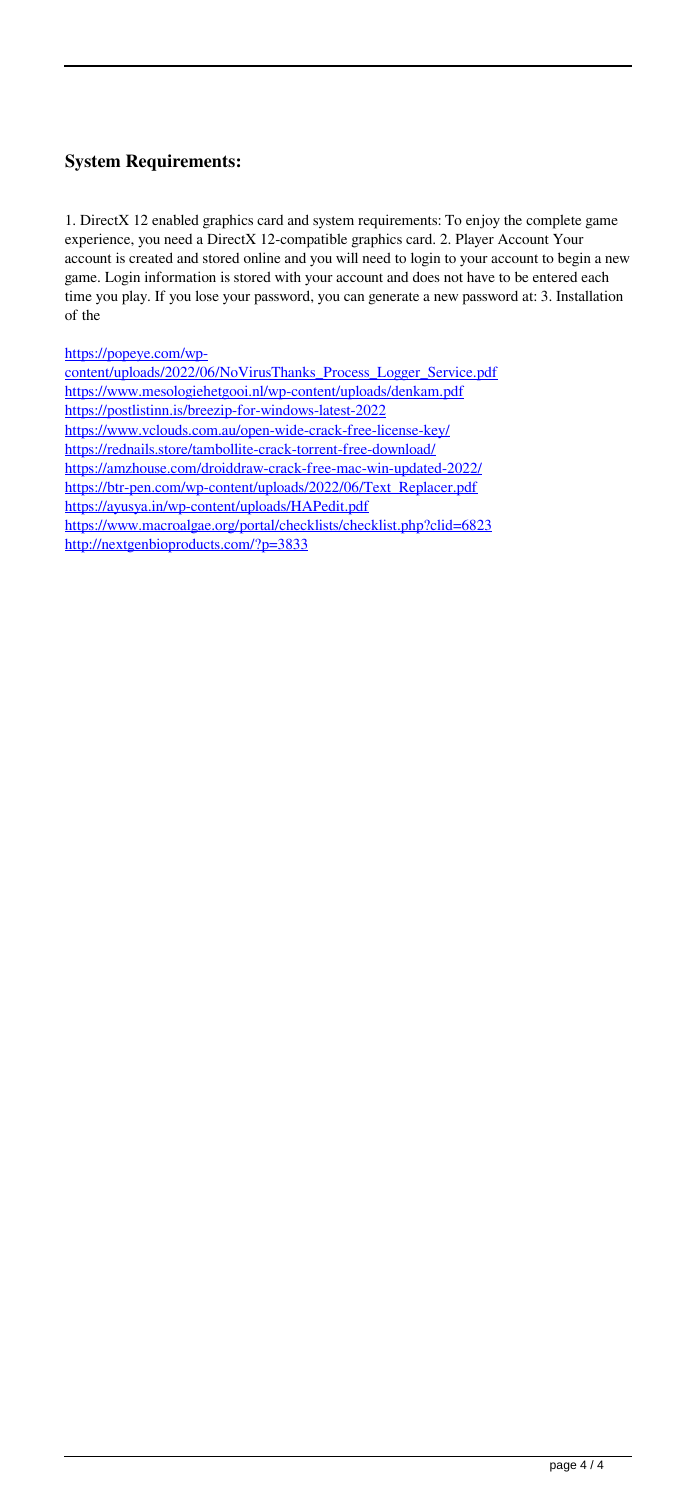### System Requirements:

1. DirectX 12 enabled graphics card and system requirements: To enjoy the complete game experience, you need a DirectX 12-compatible graphics card. 2. Player Account Your account is created and stored online and you will need to login to your account to begin a new game. Login information is stored with your account and does not have to be entered each time you play. If you lose your password, you can generate a new password at: 3. Installation of the

https://popeye.com/wp-content/uploads/2022/06/NoVirusThanks_Process_Logger_Service.pdf
https://www.mesologiehetgooi.nl/wp-content/uploads/denkam.pdf
https://postlistinn.is/breezip-for-windows-latest-2022
https://www.vclouds.com.au/open-wide-crack-free-license-key/
https://rednails.store/tambollite-crack-torrent-free-download/
https://amzhouse.com/droiddraw-crack-free-mac-win-updated-2022/
https://btr-pen.com/wp-content/uploads/2022/06/Text_Replacer.pdf
https://ayusya.in/wp-content/uploads/HAPedit.pdf
https://www.macroalgae.org/portal/checklists/checklist.php?clid=6823
http://nextgenbioproducts.com/?p=3833